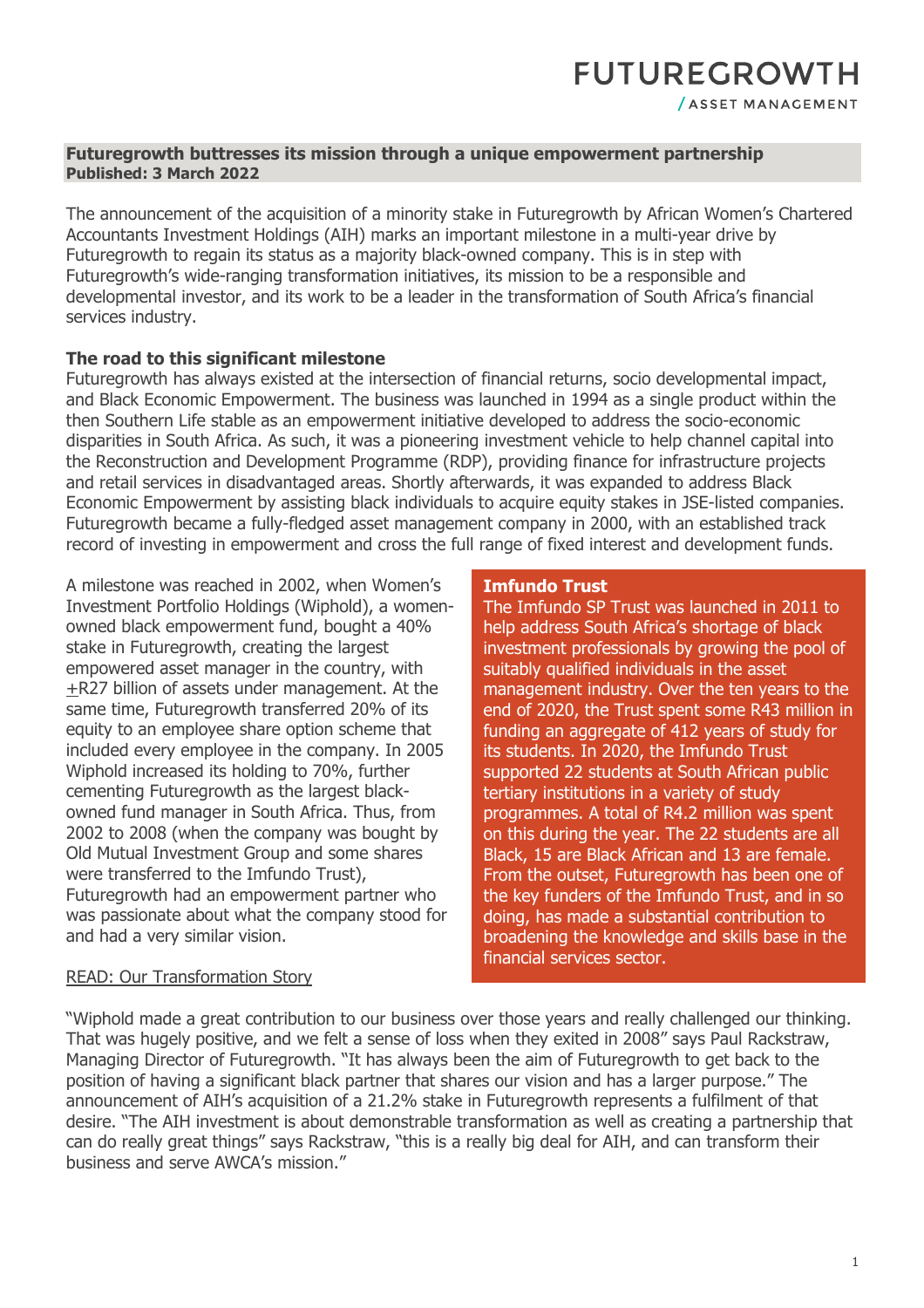**Futuregrowth buttresses its mission through a unique empowerment partnership**
**Published: 3 March 2022**

The announcement of the acquisition of a minority stake in Futuregrowth by African Women's Chartered Accountants Investment Holdings (AIH) marks an important milestone in a multi-year drive by Futuregrowth to regain its status as a majority black-owned company. This is in step with Futuregrowth's wide-ranging transformation initiatives, its mission to be a responsible and developmental investor, and its work to be a leader in the transformation of South Africa's financial services industry.

**The road to this significant milestone**

Futuregrowth has always existed at the intersection of financial returns, socio developmental impact, and Black Economic Empowerment. The business was launched in 1994 as a single product within the then Southern Life stable as an empowerment initiative developed to address the socio-economic disparities in South Africa. As such, it was a pioneering investment vehicle to help channel capital into the Reconstruction and Development Programme (RDP), providing finance for infrastructure projects and retail services in disadvantaged areas. Shortly afterwards, it was expanded to address Black Economic Empowerment by assisting black individuals to acquire equity stakes in JSE-listed companies. Futuregrowth became a fully-fledged asset management company in 2000, with an established track record of investing in empowerment and cross the full range of fixed interest and development funds.

A milestone was reached in 2002, when Women's Investment Portfolio Holdings (Wiphold), a women-owned black empowerment fund, bought a 40% stake in Futuregrowth, creating the largest empowered asset manager in the country, with ±R27 billion of assets under management. At the same time, Futuregrowth transferred 20% of its equity to an employee share option scheme that included every employee in the company. In 2005 Wiphold increased its holding to 70%, further cementing Futuregrowth as the largest black-owned fund manager in South Africa. Thus, from 2002 to 2008 (when the company was bought by Old Mutual Investment Group and some shares were transferred to the Imfundo Trust), Futuregrowth had an empowerment partner who was passionate about what the company stood for and had a very similar vision.

READ: Our Transformation Story

**Imfundo Trust**

The Imfundo SP Trust was launched in 2011 to help address South Africa's shortage of black investment professionals by growing the pool of suitably qualified individuals in the asset management industry. Over the ten years to the end of 2020, the Trust spent some R43 million in funding an aggregate of 412 years of study for its students. In 2020, the Imfundo Trust supported 22 students at South African public tertiary institutions in a variety of study programmes. A total of R4.2 million was spent on this during the year. The 22 students are all Black, 15 are Black African and 13 are female. From the outset, Futuregrowth has been one of the key funders of the Imfundo Trust, and in so doing, has made a substantial contribution to broadening the knowledge and skills base in the financial services sector.

"Wiphold made a great contribution to our business over those years and really challenged our thinking. That was hugely positive, and we felt a sense of loss when they exited in 2008" says Paul Rackstraw, Managing Director of Futuregrowth. "It has always been the aim of Futuregrowth to get back to the position of having a significant black partner that shares our vision and has a larger purpose." The announcement of AIH's acquisition of a 21.2% stake in Futuregrowth represents a fulfilment of that desire. "The AIH investment is about demonstrable transformation as well as creating a partnership that can do really great things" says Rackstraw, "this is a really big deal for AIH, and can transform their business and serve AWCA's mission."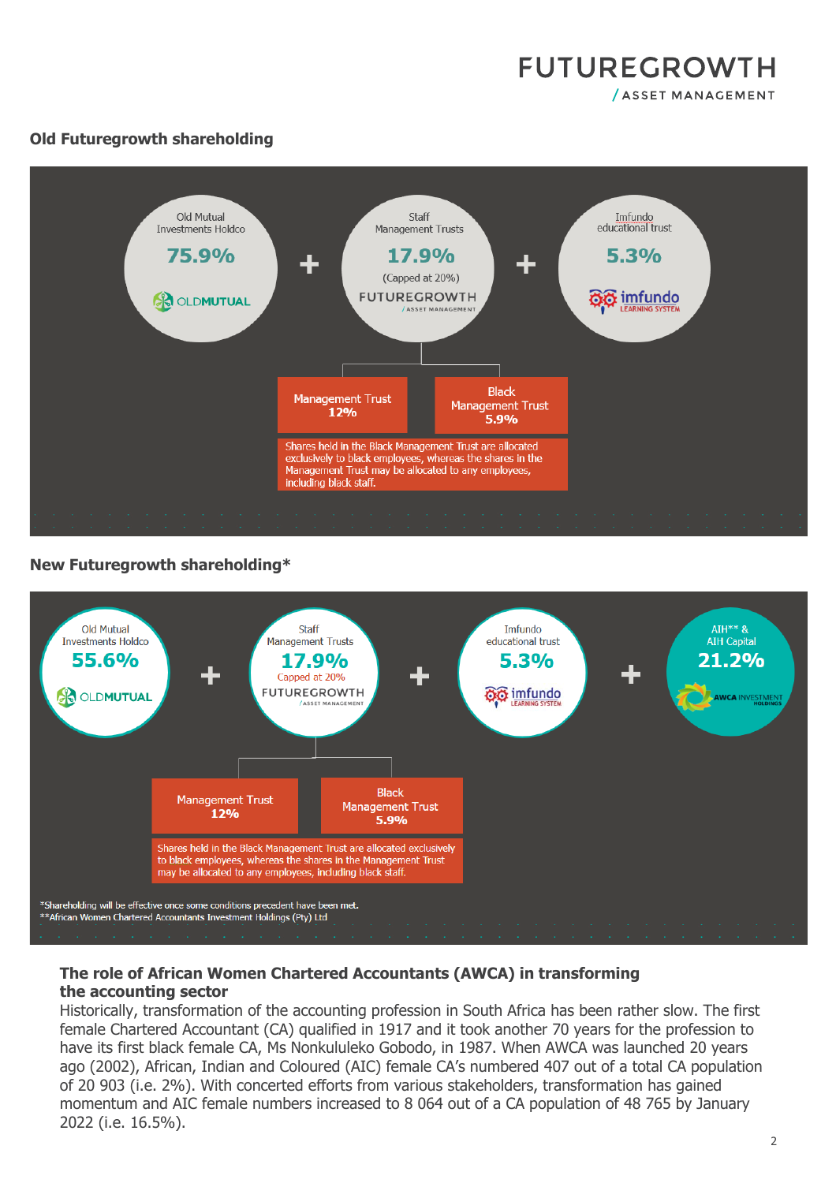## Old Futuregrowth shareholding

Old Mutual Investments Holdco **75.9%** (OLDMUTUAL) + Staff Management Trusts **17.9%** (Capped at 20%) (FUTUREGROWTH ASSET MANAGEMENT) + Imfundo educational trust **5.3%** (imfundo LEARNING SYSTEM)

- Management Trust **12%**
- Black Management Trust **5.9%**

Shares held in the Black Management Trust are allocated exclusively to black employees, whereas the shares in the Management Trust may be allocated to any employees, including black staff.

## New Futuregrowth shareholding*

Old Mutual Investments Holdco **55.6%** (OLDMUTUAL) + Staff Management Trusts **17.9%** Capped at 20% (FUTUREGROWTH ASSET MANAGEMENT) + Imfundo educational trust **5.3%** (imfundo LEARNING SYSTEM) + AIH** & AIH Capital **21.2%** (AWCA INVESTMENT HOLDINGS)

- Management Trust **12%**
- Black Management Trust **5.9%**

Shares held in the Black Management Trust are allocated exclusively to black employees, whereas the shares in the Management Trust may be allocated to any employees, including black staff.

*Shareholding will be effective once some conditions precedent have been met.
**African Women Chartered Accountants Investment Holdings (Pty) Ltd

### The role of African Women Chartered Accountants (AWCA) in transforming the accounting sector

Historically, transformation of the accounting profession in South Africa has been rather slow. The first female Chartered Accountant (CA) qualified in 1917 and it took another 70 years for the profession to have its first black female CA, Ms Nonkululeko Gobodo, in 1987. When AWCA was launched 20 years ago (2002), African, Indian and Coloured (AIC) female CA's numbered 407 out of a total CA population of 20 903 (i.e. 2%). With concerted efforts from various stakeholders, transformation has gained momentum and AIC female numbers increased to 8 064 out of a CA population of 48 765 by January 2022 (i.e. 16.5%).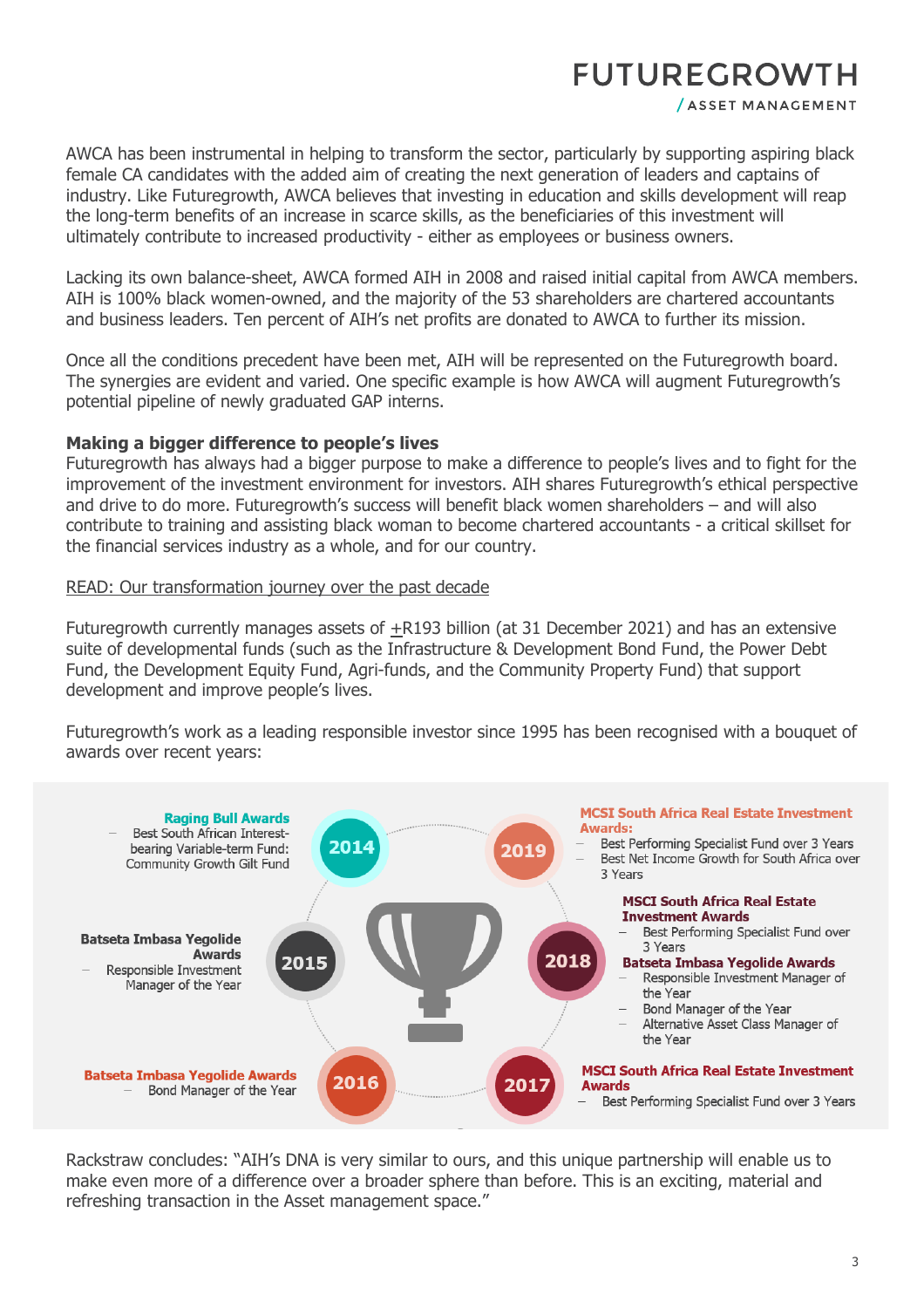AWCA has been instrumental in helping to transform the sector, particularly by supporting aspiring black female CA candidates with the added aim of creating the next generation of leaders and captains of industry. Like Futuregrowth, AWCA believes that investing in education and skills development will reap the long-term benefits of an increase in scarce skills, as the beneficiaries of this investment will ultimately contribute to increased productivity - either as employees or business owners.

Lacking its own balance-sheet, AWCA formed AIH in 2008 and raised initial capital from AWCA members. AIH is 100% black women-owned, and the majority of the 53 shareholders are chartered accountants and business leaders. Ten percent of AIH's net profits are donated to AWCA to further its mission.

Once all the conditions precedent have been met, AIH will be represented on the Futuregrowth board. The synergies are evident and varied. One specific example is how AWCA will augment Futuregrowth's potential pipeline of newly graduated GAP interns.

**Making a bigger difference to people's lives**

Futuregrowth has always had a bigger purpose to make a difference to people's lives and to fight for the improvement of the investment environment for investors. AIH shares Futuregrowth's ethical perspective and drive to do more. Futuregrowth's success will benefit black women shareholders – and will also contribute to training and assisting black woman to become chartered accountants - a critical skillset for the financial services industry as a whole, and for our country.

READ: Our transformation journey over the past decade

Futuregrowth currently manages assets of ±R193 billion (at 31 December 2021) and has an extensive suite of developmental funds (such as the Infrastructure & Development Bond Fund, the Power Debt Fund, the Development Equity Fund, Agri-funds, and the Community Property Fund) that support development and improve people's lives.

Futuregrowth's work as a leading responsible investor since 1995 has been recognised with a bouquet of awards over recent years:

**2014**
**Raging Bull Awards**
- Best South African Interest-bearing Variable-term Fund: Community Growth Gilt Fund

**2015**
**Batseta Imbasa Yegolide Awards**
- Responsible Investment Manager of the Year

**2016**
**Batseta Imbasa Yegolide Awards**
- Bond Manager of the Year

**2017**
**MSCI South Africa Real Estate Investment Awards**
- Best Performing Specialist Fund over 3 Years

**2018**
**MSCI South Africa Real Estate Investment Awards**
- Best Performing Specialist Fund over 3 Years

**Batseta Imbasa Yegolide Awards**
- Responsible Investment Manager of the Year
- Bond Manager of the Year
- Alternative Asset Class Manager of the Year

**2019**
**MCSI South Africa Real Estate Investment Awards:**
- Best Performing Specialist Fund over 3 Years
- Best Net Income Growth for South Africa over 3 Years

Rackstraw concludes: "AIH's DNA is very similar to ours, and this unique partnership will enable us to make even more of a difference over a broader sphere than before. This is an exciting, material and refreshing transaction in the Asset management space."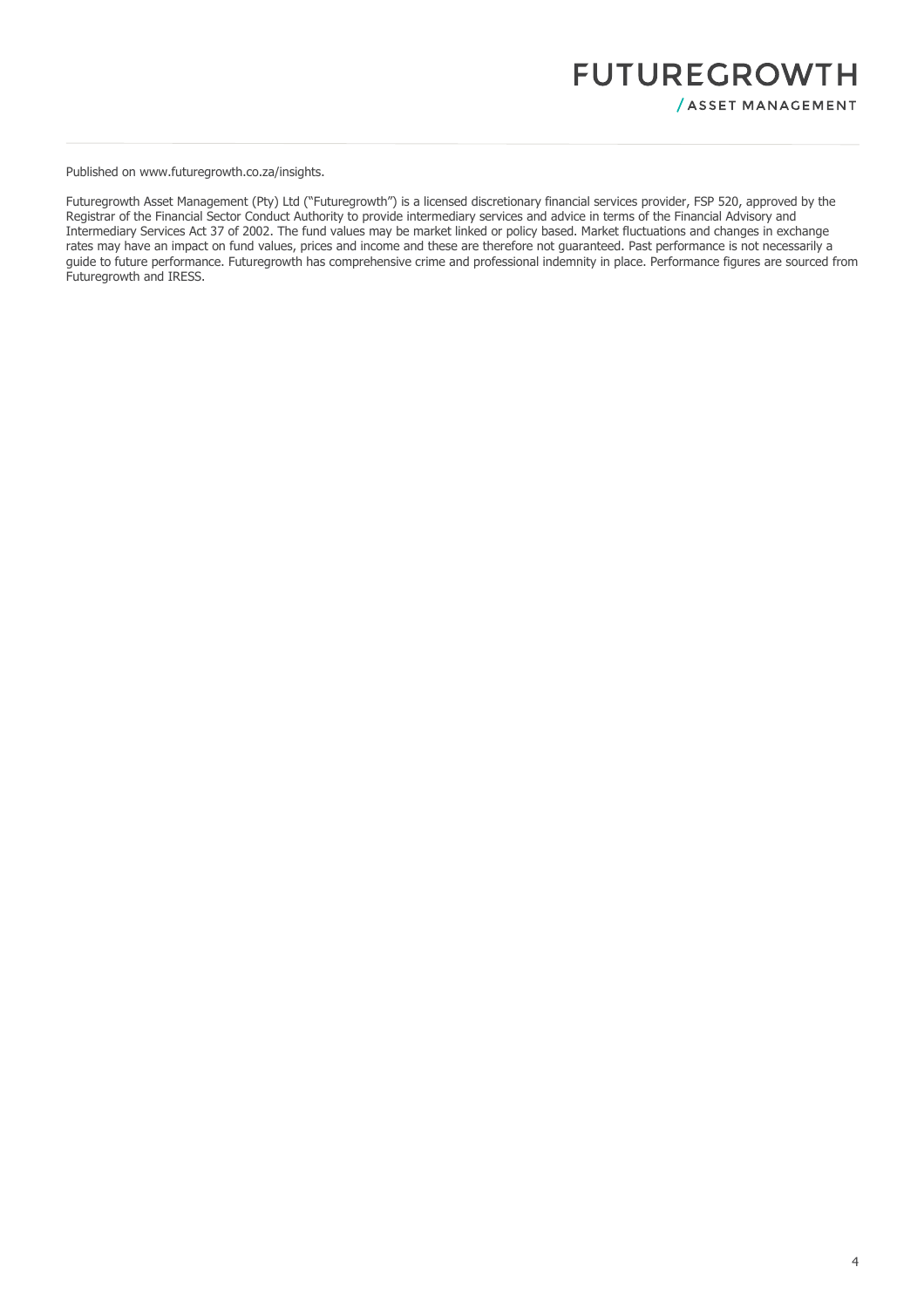Published on www.futuregrowth.co.za/insights.

Futuregrowth Asset Management (Pty) Ltd ("Futuregrowth") is a licensed discretionary financial services provider, FSP 520, approved by the Registrar of the Financial Sector Conduct Authority to provide intermediary services and advice in terms of the Financial Advisory and Intermediary Services Act 37 of 2002. The fund values may be market linked or policy based. Market fluctuations and changes in exchange rates may have an impact on fund values, prices and income and these are therefore not guaranteed. Past performance is not necessarily a guide to future performance. Futuregrowth has comprehensive crime and professional indemnity in place. Performance figures are sourced from Futuregrowth and IRESS.